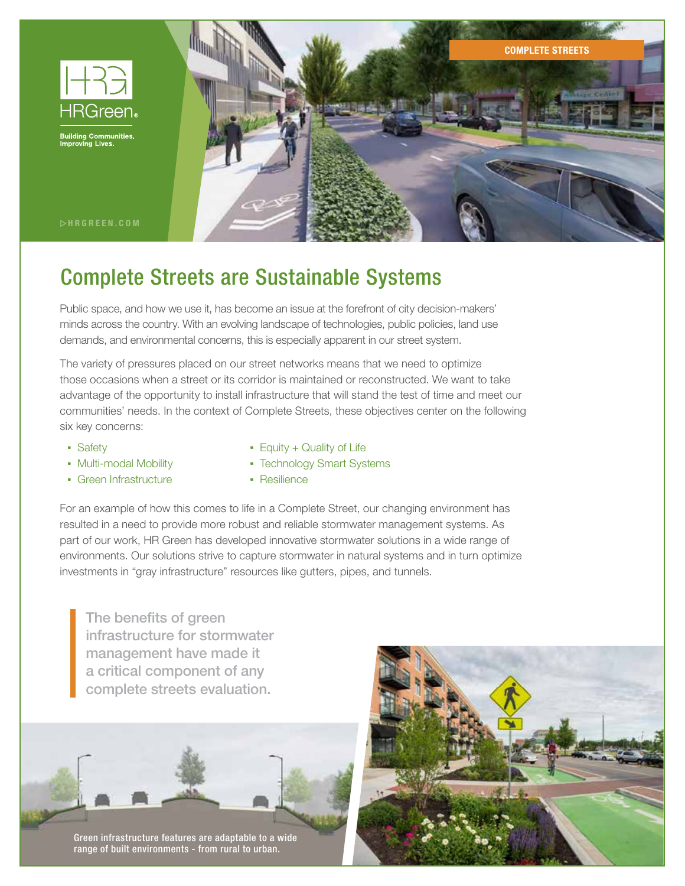COMPLETE STREETS

HRGreen

Building Communities. Improving Lives.

HRGREEN.COM

# Complete Streets are Sustainable Systems

Public space, and how we use it, has become an issue at the forefront of city decision-makers' minds across the country. With an evolving landscape of technologies, public policies, land use demands, and environmental concerns, this is especially apparent in our street system.

The variety of pressures placed on our street networks means that we need to optimize those occasions when a street or its corridor is maintained or reconstructed. We want to take advantage of the opportunity to install infrastructure that will stand the test of time and meet our communities' needs. In the context of Complete Streets, these objectives center on the following six key concerns:

- Safety
- Multi-modal Mobility
- Green Infrastructure
- Equity + Quality of Life
- Technology Smart Systems
- Resilience

For an example of how this comes to life in a Complete Street, our changing environment has resulted in a need to provide more robust and reliable stormwater management systems. As part of our work, HR Green has developed innovative stormwater solutions in a wide range of environments. Our solutions strive to capture stormwater in natural systems and in turn optimize investments in "gray infrastructure" resources like gutters, pipes, and tunnels.

> The benefits of green infrastructure for stormwater management have made it a critical component of any complete streets evaluation.

Green infrastructure features are adaptable to a wide range of built environments - from rural to urban.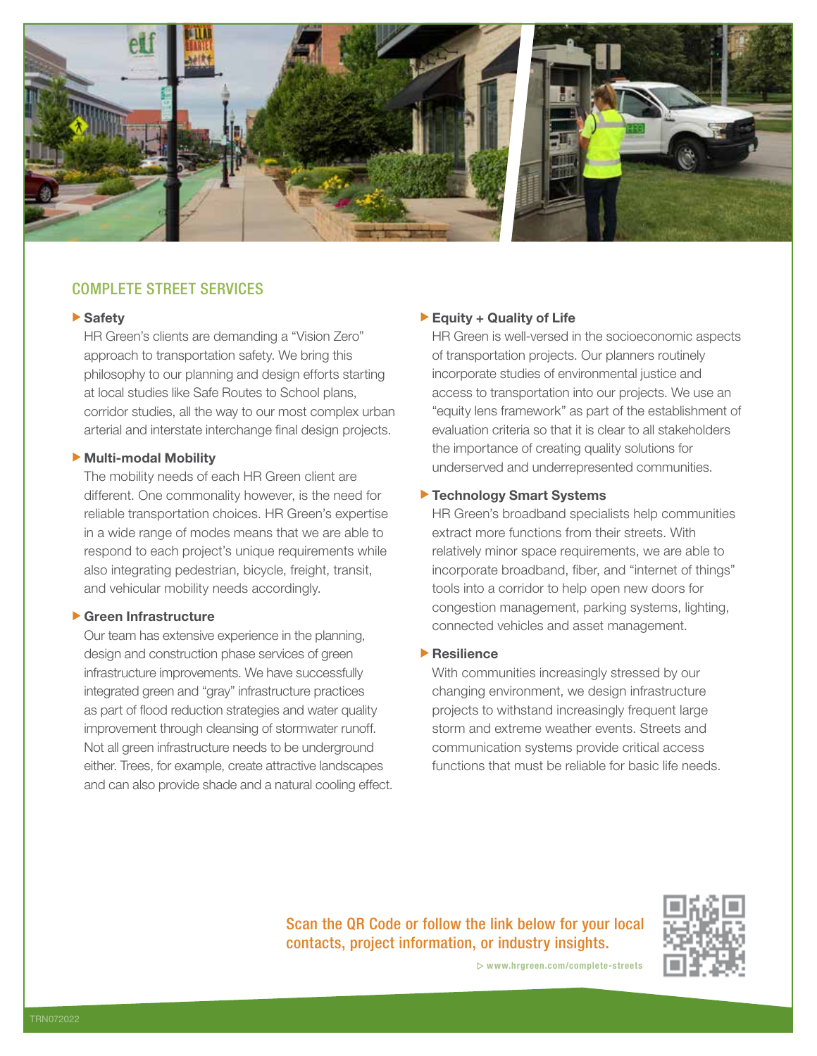## COMPLETE STREET SERVICES

### ▶ Safety

HR Green's clients are demanding a "Vision Zero" approach to transportation safety. We bring this philosophy to our planning and design efforts starting at local studies like Safe Routes to School plans, corridor studies, all the way to our most complex urban arterial and interstate interchange final design projects.

### ▶ Multi-modal Mobility

The mobility needs of each HR Green client are different. One commonality however, is the need for reliable transportation choices. HR Green's expertise in a wide range of modes means that we are able to respond to each project's unique requirements while also integrating pedestrian, bicycle, freight, transit, and vehicular mobility needs accordingly.

### ▶ Green Infrastructure

Our team has extensive experience in the planning, design and construction phase services of green infrastructure improvements. We have successfully integrated green and "gray" infrastructure practices as part of flood reduction strategies and water quality improvement through cleansing of stormwater runoff. Not all green infrastructure needs to be underground either. Trees, for example, create attractive landscapes and can also provide shade and a natural cooling effect.

### ▶ Equity + Quality of Life

HR Green is well-versed in the socioeconomic aspects of transportation projects. Our planners routinely incorporate studies of environmental justice and access to transportation into our projects. We use an "equity lens framework" as part of the establishment of evaluation criteria so that it is clear to all stakeholders the importance of creating quality solutions for underserved and underrepresented communities.

### ▶ Technology Smart Systems

HR Green's broadband specialists help communities extract more functions from their streets. With relatively minor space requirements, we are able to incorporate broadband, fiber, and "internet of things" tools into a corridor to help open new doors for congestion management, parking systems, lighting, connected vehicles and asset management.

### ▶ Resilience

With communities increasingly stressed by our changing environment, we design infrastructure projects to withstand increasingly frequent large storm and extreme weather events. Streets and communication systems provide critical access functions that must be reliable for basic life needs.

Scan the QR Code or follow the link below for your local contacts, project information, or industry insights.

▷ www.hrgreen.com/complete-streets

TRN072022